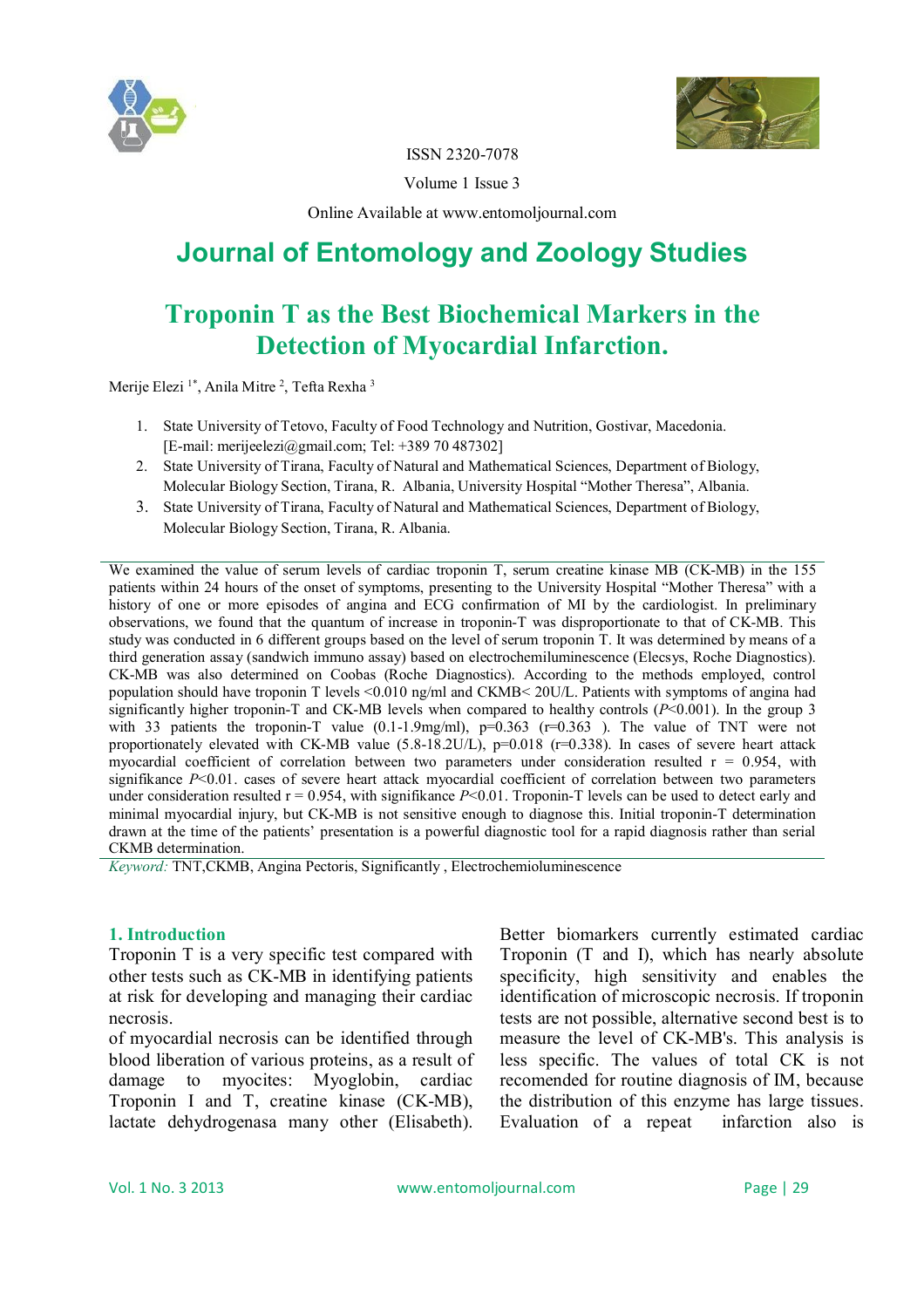ISSN 2320-7078

Volume 1 Issue 3

Online Available at www.entomoljournal.com

# Journal of Entomology and Zoology Studies

## Troponin T as the Best Biochemical Markers in the Detection of Myocardial Infarction.

Merije Elezi [1*], Anila Mitre [2], Tefta Rexha [3]

1. State University of Tetovo, Faculty of Food Technology and Nutrition, Gostivar, Macedonia. [E-mail: merijeelezi@gmail.com; Tel: +389 70 487302]
2. State University of Tirana, Faculty of Natural and Mathematical Sciences, Department of Biology, Molecular Biology Section, Tirana, R. Albania, University Hospital "Mother Theresa", Albania.
3. State University of Tirana, Faculty of Natural and Mathematical Sciences, Department of Biology, Molecular Biology Section, Tirana, R. Albania.

We examined the value of serum levels of cardiac troponin T, serum creatine kinase MB (CK-MB) in the 155 patients within 24 hours of the onset of symptoms, presenting to the University Hospital "Mother Theresa" with a history of one or more episodes of angina and ECG confirmation of MI by the cardiologist. In preliminary observations, we found that the quantum of increase in troponin-T was disproportionate to that of CK-MB. This study was conducted in 6 different groups based on the level of serum troponin T. It was determined by means of a third generation assay (sandwich immuno assay) based on electrochemiluminescence (Elecsys, Roche Diagnostics). CK-MB was also determined on Coobas (Roche Diagnostics). According to the methods employed, control population should have troponin T levels <0.010 ng/ml and CKMB< 20U/L. Patients with symptoms of angina had significantly higher troponin-T and CK-MB levels when compared to healthy controls ($P<0.001$). In the group 3 with 33 patients the troponin-T value (0.1-1.9mg/ml), p=0.363 (r=0.363 ). The value of TNT were not proportionately elevated with CK-MB value (5.8-18.2U/L), p=0.018 (r=0.338). In cases of severe heart attack myocardial coefficient of correlation between two parameters under consideration resulted r = 0.954, with signifikance $P<0.01$. cases of severe heart attack myocardial coefficient of correlation between two parameters under consideration resulted r = 0.954, with signifikance $P<0.01$. Troponin-T levels can be used to detect early and minimal myocardial injury, but CK-MB is not sensitive enough to diagnose this. Initial troponin-T determination drawn at the time of the patients' presentation is a powerful diagnostic tool for a rapid diagnosis rather than serial CKMB determination.

*Keyword:* TNT,CKMB, Angina Pectoris, Significantly , Electrochemiluminescence

### 1. Introduction

Troponin T is a very specific test compared with other tests such as CK-MB in identifying patients at risk for developing and managing their cardiac necrosis.

of myocardial necrosis can be identified through blood liberation of various proteins, as a result of damage to myocites: Myoglobin, cardiac Troponin I and T, creatine kinase (CK-MB), lactate dehydrogenasa many other (Elisabeth). Better biomarkers currently estimated cardiac Troponin (T and I), which has nearly absolute specificity, high sensitivity and enables the identification of microscopic necrosis. If troponin tests are not possible, alternative second best is to measure the level of CK-MB's. This analysis is less specific. The values of total CK is not recomended for routine diagnosis of IM, because the distribution of this enzyme has large tissues. Evaluation of a repeat infarction also is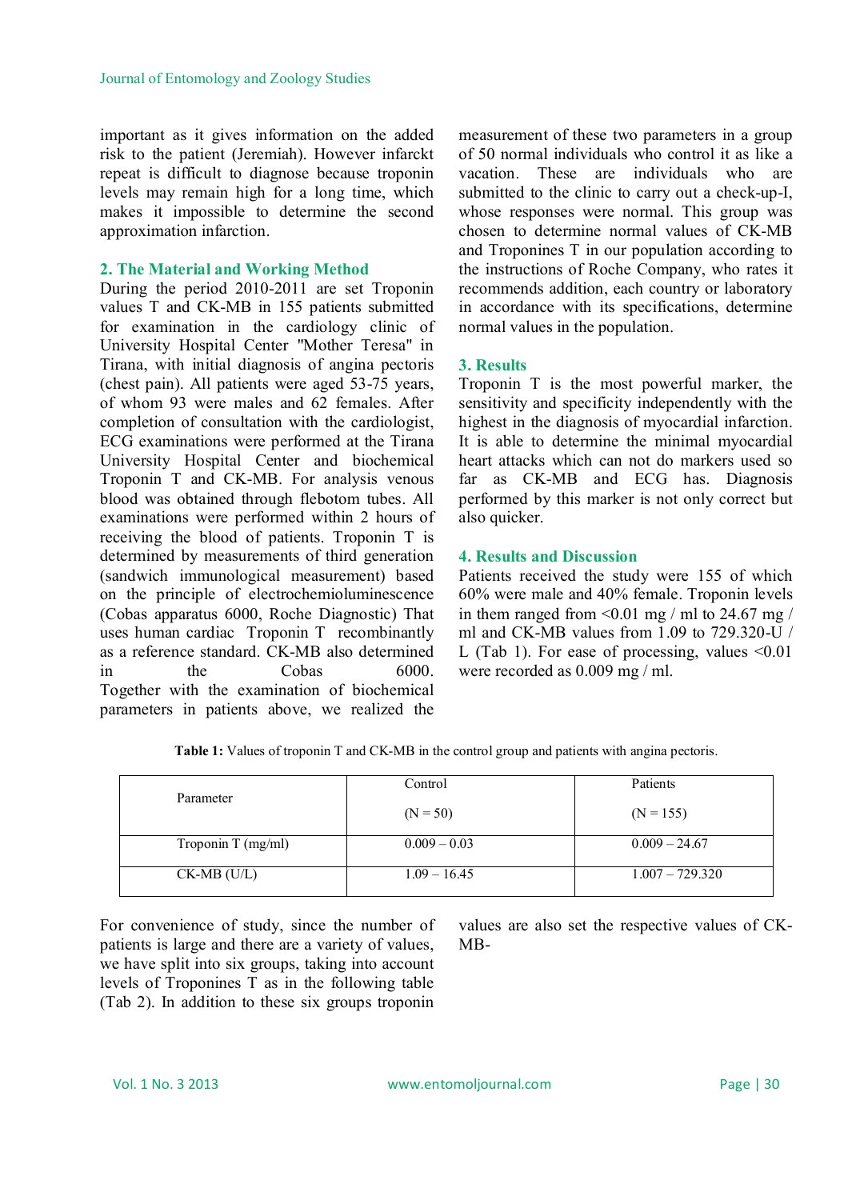important as it gives information on the added risk to the patient (Jeremiah). However infarckt repeat is difficult to diagnose because troponin levels may remain high for a long time, which makes it impossible to determine the second approximation infarction.

## 2. The Material and Working Method

During the period 2010-2011 are set Troponin values T and CK-MB in 155 patients submitted for examination in the cardiology clinic of University Hospital Center "Mother Teresa" in Tirana, with initial diagnosis of angina pectoris (chest pain). All patients were aged 53-75 years, of whom 93 were males and 62 females. After completion of consultation with the cardiologist, ECG examinations were performed at the Tirana University Hospital Center and biochemical Troponin T and CK-MB. For analysis venous blood was obtained through flebotom tubes. All examinations were performed within 2 hours of receiving the blood of patients. Troponin T is determined by measurements of third generation (sandwich immunological measurement) based on the principle of electrochemioluminescence (Cobas apparatus 6000, Roche Diagnostic) That uses human cardiac Troponin T recombinantly as a reference standard. CK-MB also determined in the Cobas 6000. Together with the examination of biochemical parameters in patients above, we realized the measurement of these two parameters in a group of 50 normal individuals who control it as like a vacation. These are individuals who are submitted to the clinic to carry out a check-up-I, whose responses were normal. This group was chosen to determine normal values of CK-MB and Troponines T in our population according to the instructions of Roche Company, who rates it recommends addition, each country or laboratory in accordance with its specifications, determine normal values in the population.

## 3. Results

Troponin T is the most powerful marker, the sensitivity and specificity independently with the highest in the diagnosis of myocardial infarction. It is able to determine the minimal myocardial heart attacks which can not do markers used so far as CK-MB and ECG has. Diagnosis performed by this marker is not only correct but also quicker.

## 4. Results and Discussion

Patients received the study were 155 of which 60% were male and 40% female. Troponin levels in them ranged from <0.01 mg / ml to 24.67 mg / ml and CK-MB values from 1.09 to 729.320-U / L (Tab 1). For ease of processing, values <0.01 were recorded as 0.009 mg / ml.

**Table 1:** Values of troponin T and CK-MB in the control group and patients with angina pectoris.

| Parameter | Control (N = 50) | Patients (N = 155) |
|---|---|---|
| Troponin T (mg/ml) | 0.009 – 0.03 | 0.009 – 24.67 |
| CK-MB (U/L) | 1.09 – 16.45 | 1.007 – 729.320 |

For convenience of study, since the number of patients is large and there are a variety of values, we have split into six groups, taking into account levels of Troponines T as in the following table (Tab 2). In addition to these six groups troponin values are also set the respective values of CK-MB-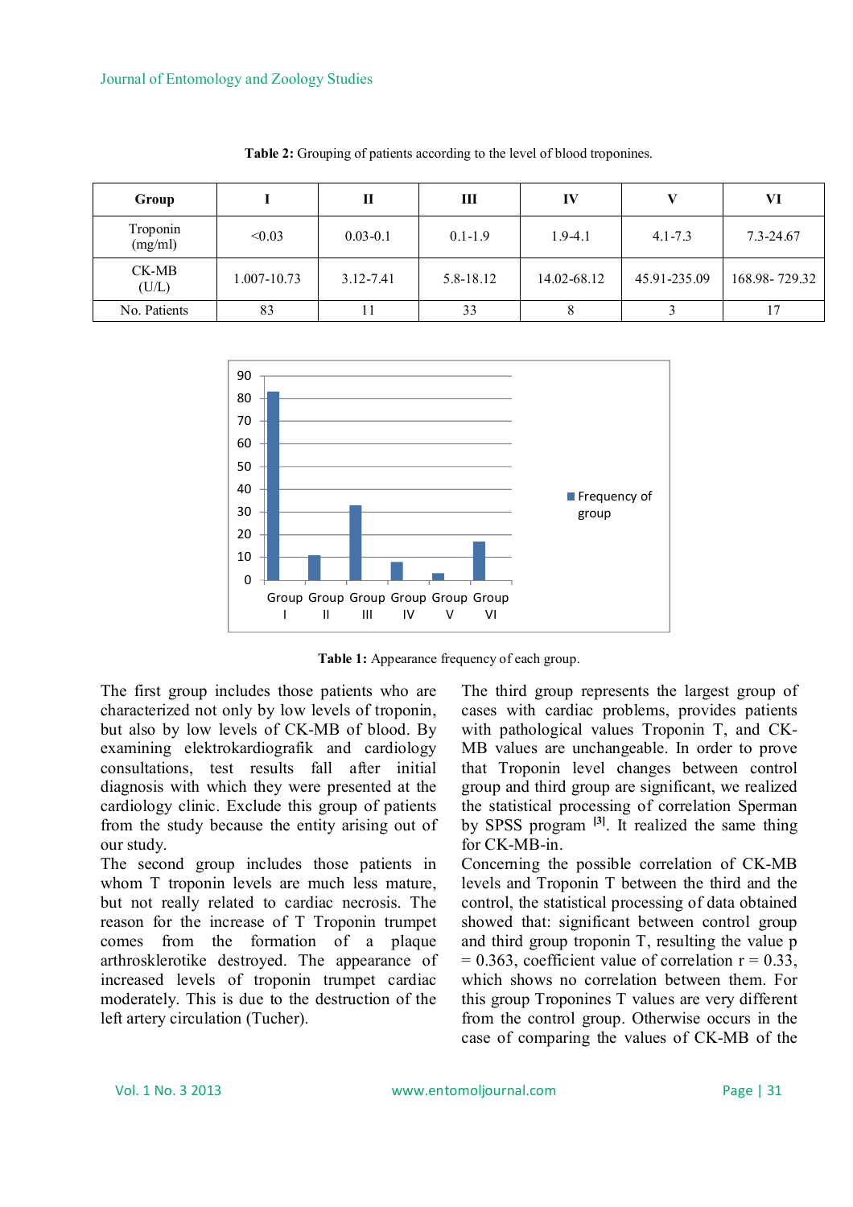**Table 2:** Grouping of patients according to the level of blood troponines.

| Group | I | II | III | IV | V | VI |
|---|---|---|---|---|---|---|
| Troponin (mg/ml) | <0.03 | 0.03-0.1 | 0.1-1.9 | 1.9-4.1 | 4.1-7.3 | 7.3-24.67 |
| CK-MB (U/L) | 1.007-10.73 | 3.12-7.41 | 5.8-18.12 | 14.02-68.12 | 45.91-235.09 | 168.98- 729.32 |
| No. Patients | 83 | 11 | 33 | 8 | 3 | 17 |

**Table 1:** Appearance frequency of each group.

The first group includes those patients who are characterized not only by low levels of troponin, but also by low levels of CK-MB of blood. By examining elektrokardiografik and cardiology consultations, test results fall after initial diagnosis with which they were presented at the cardiology clinic. Exclude this group of patients from the study because the entity arising out of our study.

The second group includes those patients in whom T troponin levels are much less mature, but not really related to cardiac necrosis. The reason for the increase of T Troponin trumpet comes from the formation of a plaque arthrosklerotike destroyed. The appearance of increased levels of troponin trumpet cardiac moderately. This is due to the destruction of the left artery circulation (Tucher).

The third group represents the largest group of cases with cardiac problems, provides patients with pathological values Troponin T, and CK-MB values are unchangeable. In order to prove that Troponin level changes between control group and third group are significant, we realized the statistical processing of correlation Sperman by SPSS program [3]. It realized the same thing for CK-MB-in.

Concerning the possible correlation of CK-MB levels and Troponin T between the third and the control, the statistical processing of data obtained showed that: significant between control group and third group troponin T, resulting the value p = 0.363, coefficient value of correlation r = 0.33, which shows no correlation between them. For this group Troponines T values are very different from the control group. Otherwise occurs in the case of comparing the values of CK-MB of the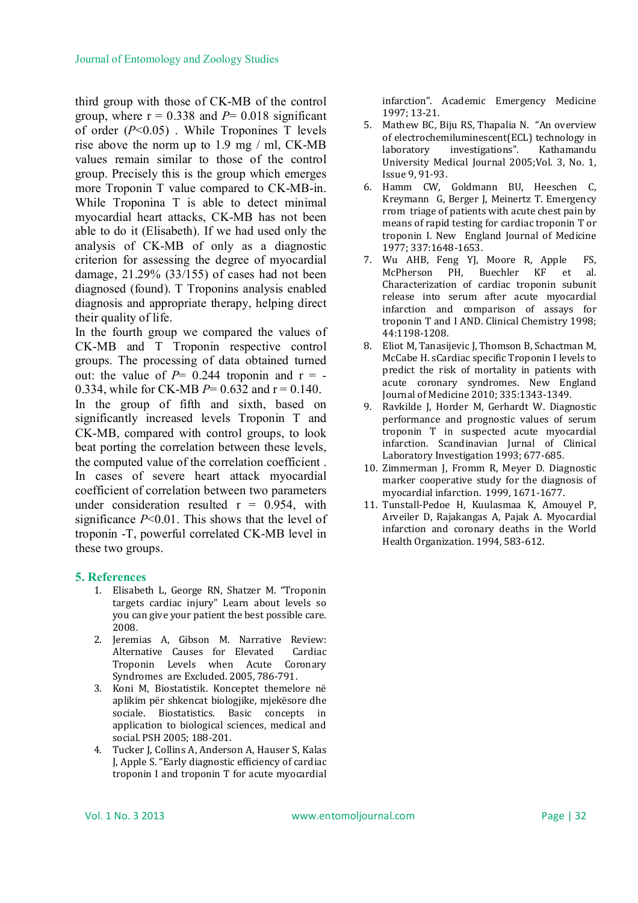third group with those of CK-MB of the control group, where $r = 0.338$ and $P = 0.018$ significant of order ($P<0.05$) . While Troponines T levels rise above the norm up to 1.9 mg / ml, CK-MB values remain similar to those of the control group. Precisely this is the group which emerges more Troponin T value compared to CK-MB-in. While Troponina T is able to detect minimal myocardial heart attacks, CK-MB has not been able to do it (Elisabeth). If we had used only the analysis of CK-MB of only as a diagnostic criterion for assessing the degree of myocardial damage, 21.29% (33/155) of cases had not been diagnosed (found). T Troponins analysis enabled diagnosis and appropriate therapy, helping direct their quality of life.

In the fourth group we compared the values of CK-MB and T Troponin respective control groups. The processing of data obtained turned out: the value of $P = 0.244$ troponin and $r = -0.334$, while for CK-MB $P = 0.632$ and $r = 0.140$.

In the group of fifth and sixth, based on significantly increased levels Troponin T and CK-MB, compared with control groups, to look beat porting the correlation between these levels, the computed value of the correlation coefficient . In cases of severe heart attack myocardial coefficient of correlation between two parameters under consideration resulted $r = 0.954$, with significance $P<0.01$. This shows that the level of troponin -T, powerful correlated CK-MB level in these two groups.

## 5. References

1. Elisabeth L, George RN, Shatzer M. "Troponin targets cardiac injury" Learn about levels so you can give your patient the best possible care. 2008.
2. Jeremias A, Gibson M. Narrative Review: Alternative Causes for Elevated Cardiac Troponin Levels when Acute Coronary Syndromes are Excluded. 2005, 786-791.
3. Koni M, Biostatistik. Konceptet themelore në aplikim për shkencat biologjike, mjekësore dhe sociale. Biostatistics. Basic concepts in application to biological sciences, medical and social. PSH 2005; 188-201.
4. Tucker J, Collins A, Anderson A, Hauser S, Kalas J, Apple S. "Early diagnostic efficiency of cardiac troponin I and troponin T for acute myocardial infarction". Academic Emergency Medicine 1997; 13-21.
5. Mathew BC, Biju RS, Thapalia N. "An overview of electrochemiluminescent(ECL) technology in laboratory investigations". Kathamandu University Medical Journal 2005;Vol. 3, No. 1, Issue 9, 91-93.
6. Hamm CW, Goldmann BU, Heeschen C, Kreymann G, Berger J, Meinertz T. Emergency rrom triage of patients with acute chest pain by means of rapid testing for cardiac troponin T or troponin I. New England Journal of Medicine 1977; 337:1648-1653.
7. Wu AHB, Feng YJ, Moore R, Apple FS, McPherson PH, Buechler KF et al. Characterization of cardiac troponin subunit release into serum after acute myocardial infarction and comparison of assays for troponin T and I AND. Clinical Chemistry 1998; 44:1198-1208.
8. Eliot M, Tanasijevic J, Thomson B, Schactman M, McCabe H. sCardiac specific Troponin I levels to predict the risk of mortality in patients with acute coronary syndromes. New England Journal of Medicine 2010; 335:1343-1349.
9. Ravkilde J, Horder M, Gerhardt W. Diagnostic performance and prognostic values of serum troponin T in suspected acute myocardial infarction. Scandinavian Jurnal of Clinical Laboratory Investigation 1993; 677-685.
10. Zimmerman J, Fromm R, Meyer D. Diagnostic marker cooperative study for the diagnosis of myocardial infarction. 1999, 1671-1677.
11. Tunstall-Pedoe H, Kuulasmaa K, Amouyel P, Arveiler D, Rajakangas A, Pajak A. Myocardial infarction and coronary deaths in the World Health Organization. 1994, 583-612.